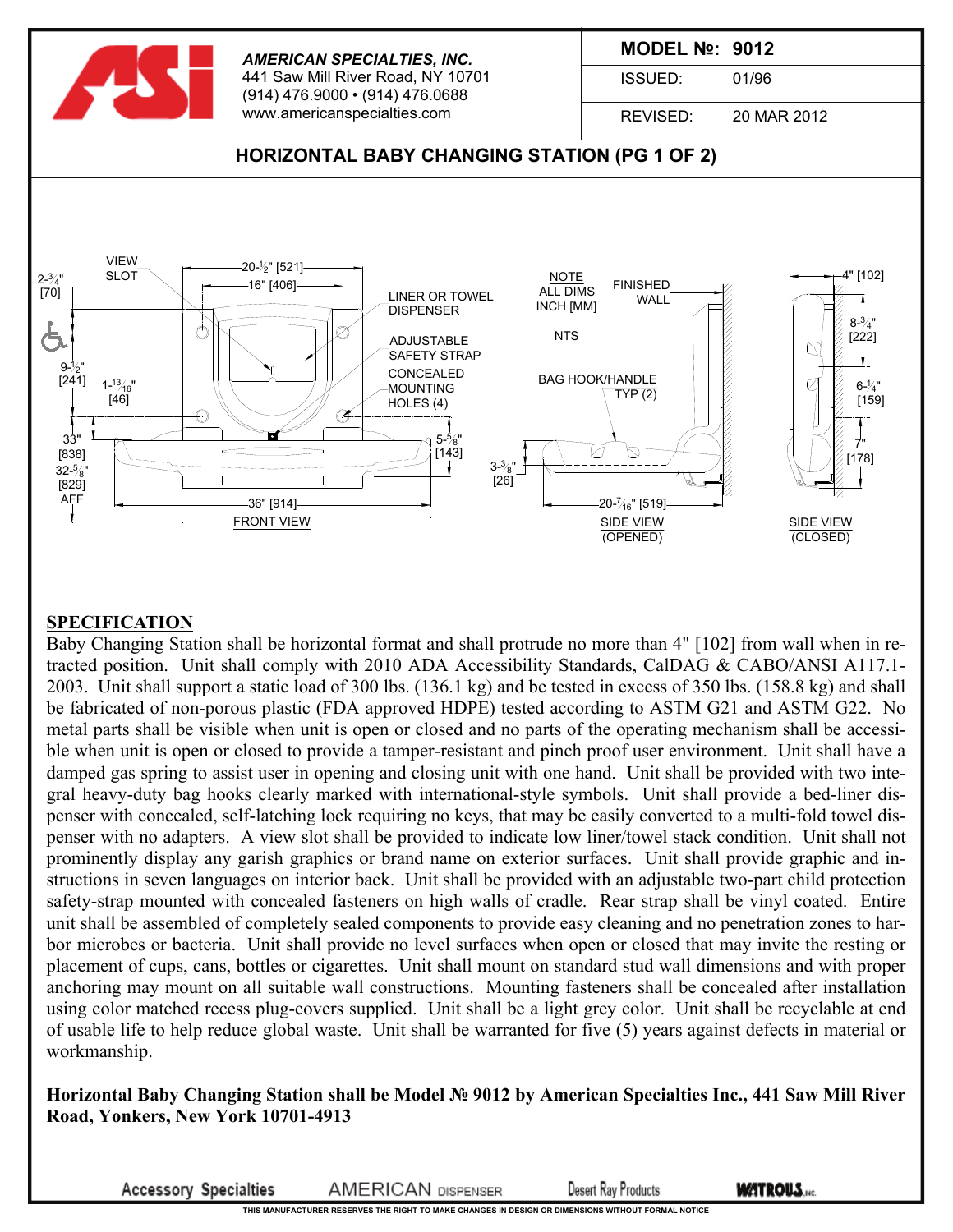**AMERICAN SPECIALTIES, INC.**
441 Saw Mill River Road, NY 10701
(914) 476.9000 • (914) 476.0688
www.americanspecialties.com

| **MODEL №:** | **9012** |
|---|---|
| ISSUED: | 01/96 |
| REVISED: | 20 MAR 2012 |

## HORIZONTAL BABY CHANGING STATION (PG 1 OF 2)

VIEW SLOT
20-½" [521]
16" [406]
2-¾" [70]
LINER OR TOWEL DISPENSER
ADJUSTABLE SAFETY STRAP
CONCEALED MOUNTING HOLES (4)
9-½" [241]
1-13/16" [46]
33" [838]
32-5/8" [829]
AFF
5-5/8" [143]
36" [914]
FRONT VIEW

NOTE
ALL DIMS INCH [MM]
NTS

FINISHED WALL
BAG HOOK/HANDLE TYP (2)
3-3/8" [26]
20-7/16" [519]
SIDE VIEW (OPENED)

4" [102]
8-¾" [222]
6-¼" [159]
7" [178]
SIDE VIEW (CLOSED)

## SPECIFICATION

Baby Changing Station shall be horizontal format and shall protrude no more than 4" [102] from wall when in retracted position. Unit shall comply with 2010 ADA Accessibility Standards, CalDAG & CABO/ANSI A117.1-2003. Unit shall support a static load of 300 lbs. (136.1 kg) and be tested in excess of 350 lbs. (158.8 kg) and shall be fabricated of non-porous plastic (FDA approved HDPE) tested according to ASTM G21 and ASTM G22. No metal parts shall be visible when unit is open or closed and no parts of the operating mechanism shall be accessible when unit is open or closed to provide a tamper-resistant and pinch proof user environment. Unit shall have a damped gas spring to assist user in opening and closing unit with one hand. Unit shall be provided with two integral heavy-duty bag hooks clearly marked with international-style symbols. Unit shall provide a bed-liner dispenser with concealed, self-latching lock requiring no keys, that may be easily converted to a multi-fold towel dispenser with no adapters. A view slot shall be provided to indicate low liner/towel stack condition. Unit shall not prominently display any garish graphics or brand name on exterior surfaces. Unit shall provide graphic and instructions in seven languages on interior back. Unit shall be provided with an adjustable two-part child protection safety-strap mounted with concealed fasteners on high walls of cradle. Rear strap shall be vinyl coated. Entire unit shall be assembled of completely sealed components to provide easy cleaning and no penetration zones to harbor microbes or bacteria. Unit shall provide no level surfaces when open or closed that may invite the resting or placement of cups, cans, bottles or cigarettes. Unit shall mount on standard stud wall dimensions and with proper anchoring may mount on all suitable wall constructions. Mounting fasteners shall be concealed after installation using color matched recess plug-covers supplied. Unit shall be a light grey color. Unit shall be recyclable at end of usable life to help reduce global waste. Unit shall be warranted for five (5) years against defects in material or workmanship.

**Horizontal Baby Changing Station shall be Model № 9012 by American Specialties Inc., 441 Saw Mill River Road, Yonkers, New York 10701-4913**

Accessory Specialties AMERICAN DISPENSER Desert Ray Products WATROUS INC.

THIS MANUFACTURER RESERVES THE RIGHT TO MAKE CHANGES IN DESIGN OR DIMENSIONS WITHOUT FORMAL NOTICE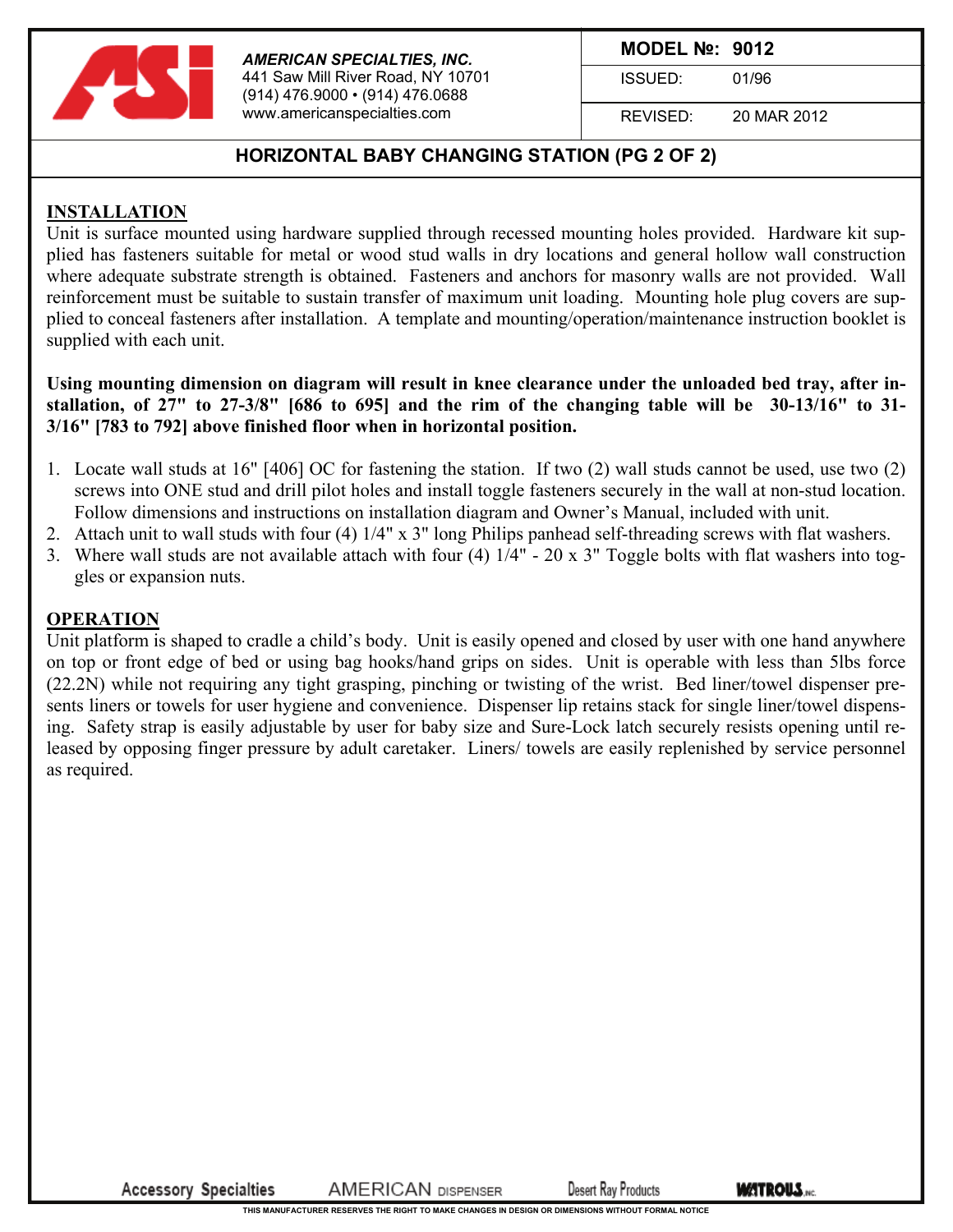**AMERICAN SPECIALTIES, INC.**
441 Saw Mill River Road, NY 10701
(914) 476.9000 • (914) 476.0688
www.americanspecialties.com

**MODEL №: 9012**

ISSUED: 01/96

REVISED: 20 MAR 2012

## HORIZONTAL BABY CHANGING STATION (PG 2 OF 2)

### INSTALLATION

Unit is surface mounted using hardware supplied through recessed mounting holes provided. Hardware kit supplied has fasteners suitable for metal or wood stud walls in dry locations and general hollow wall construction where adequate substrate strength is obtained. Fasteners and anchors for masonry walls are not provided. Wall reinforcement must be suitable to sustain transfer of maximum unit loading. Mounting hole plug covers are supplied to conceal fasteners after installation. A template and mounting/operation/maintenance instruction booklet is supplied with each unit.

**Using mounting dimension on diagram will result in knee clearance under the unloaded bed tray, after installation, of 27" to 27-3/8" [686 to 695] and the rim of the changing table will be 30-13/16" to 31-3/16" [783 to 792] above finished floor when in horizontal position.**

1. Locate wall studs at 16" [406] OC for fastening the station. If two (2) wall studs cannot be used, use two (2) screws into ONE stud and drill pilot holes and install toggle fasteners securely in the wall at non-stud location. Follow dimensions and instructions on installation diagram and Owner's Manual, included with unit.
2. Attach unit to wall studs with four (4) 1/4" x 3" long Philips panhead self-threading screws with flat washers.
3. Where wall studs are not available attach with four (4) 1/4" - 20 x 3" Toggle bolts with flat washers into toggles or expansion nuts.

### OPERATION

Unit platform is shaped to cradle a child's body. Unit is easily opened and closed by user with one hand anywhere on top or front edge of bed or using bag hooks/hand grips on sides. Unit is operable with less than 5lbs force (22.2N) while not requiring any tight grasping, pinching or twisting of the wrist. Bed liner/towel dispenser presents liners or towels for user hygiene and convenience. Dispenser lip retains stack for single liner/towel dispensing. Safety strap is easily adjustable by user for baby size and Sure-Lock latch securely resists opening until released by opposing finger pressure by adult caretaker. Liners/ towels are easily replenished by service personnel as required.

Accessory Specialties AMERICAN DISPENSER Desert Ray Products WATROUS INC.

THIS MANUFACTURER RESERVES THE RIGHT TO MAKE CHANGES IN DESIGN OR DIMENSIONS WITHOUT FORMAL NOTICE